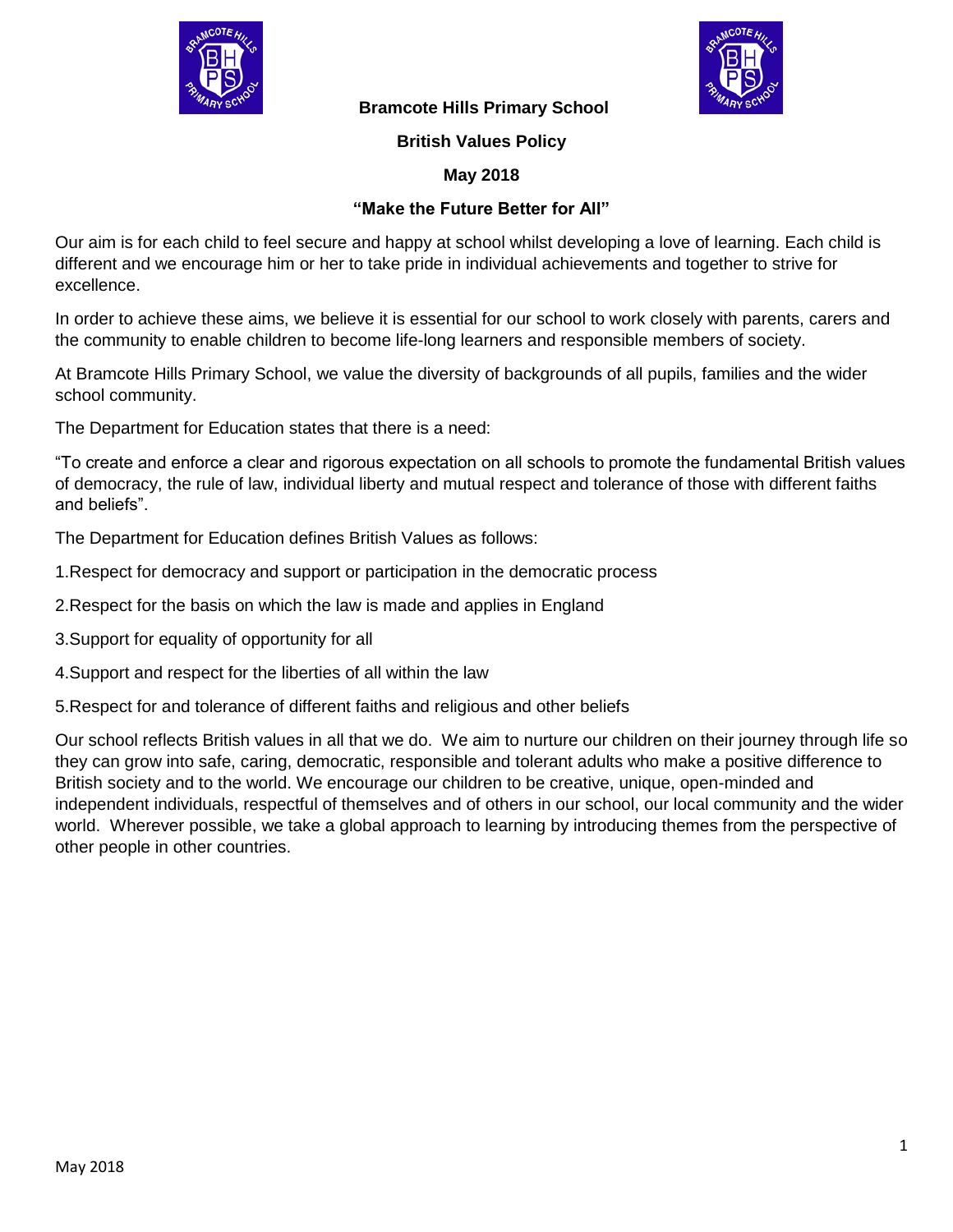# Bramcote Hills Primary School

## British Values Policy

**May 2018**

**"Make the Future Better for All"**

Our aim is for each child to feel secure and happy at school whilst developing a love of learning. Each child is different and we encourage him or her to take pride in individual achievements and together to strive for excellence.

In order to achieve these aims, we believe it is essential for our school to work closely with parents, carers and the community to enable children to become life-long learners and responsible members of society.

At Bramcote Hills Primary School, we value the diversity of backgrounds of all pupils, families and the wider school community.

The Department for Education states that there is a need:

"To create and enforce a clear and rigorous expectation on all schools to promote the fundamental British values of democracy, the rule of law, individual liberty and mutual respect and tolerance of those with different faiths and beliefs".

The Department for Education defines British Values as follows:

1. Respect for democracy and support or participation in the democratic process
2. Respect for the basis on which the law is made and applies in England
3. Support for equality of opportunity for all
4. Support and respect for the liberties of all within the law
5. Respect for and tolerance of different faiths and religious and other beliefs

Our school reflects British values in all that we do. We aim to nurture our children on their journey through life so they can grow into safe, caring, democratic, responsible and tolerant adults who make a positive difference to British society and to the world. We encourage our children to be creative, unique, open-minded and independent individuals, respectful of themselves and of others in our school, our local community and the wider world. Wherever possible, we take a global approach to learning by introducing themes from the perspective of other people in other countries.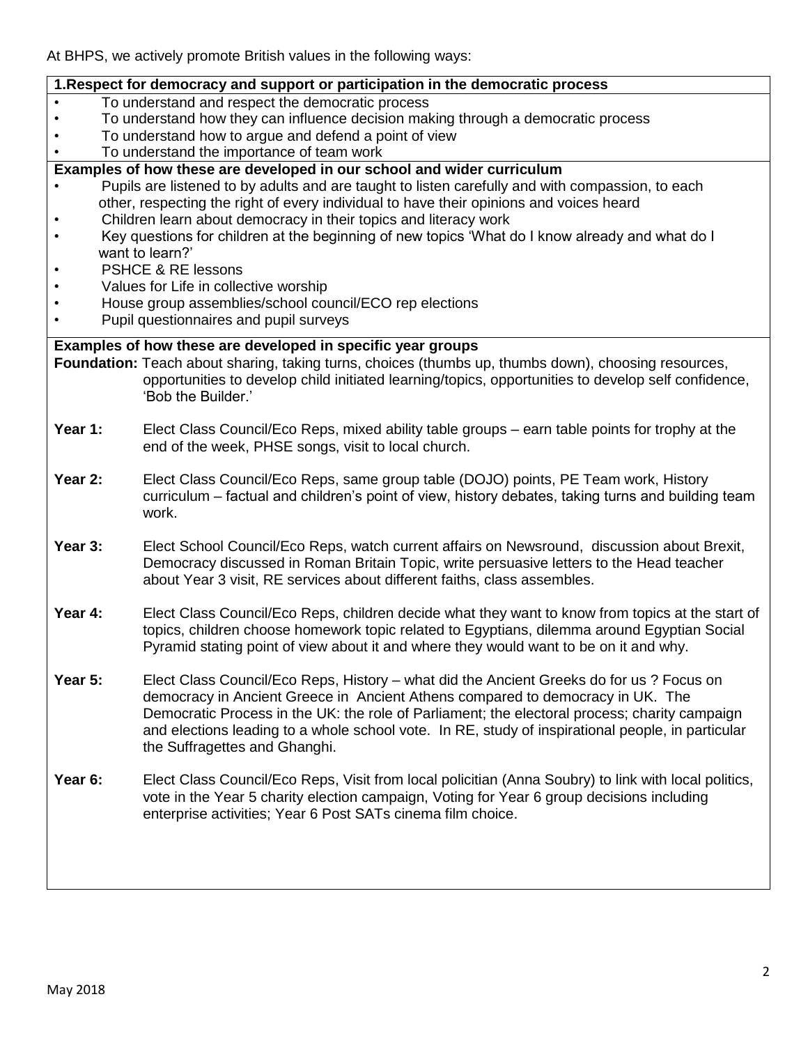At BHPS, we actively promote British values in the following ways:

**1.Respect for democracy and support or participation in the democratic process**

- To understand and respect the democratic process
- To understand how they can influence decision making through a democratic process
- To understand how to argue and defend a point of view
- To understand the importance of team work

**Examples of how these are developed in our school and wider curriculum**

- Pupils are listened to by adults and are taught to listen carefully and with compassion, to each other, respecting the right of every individual to have their opinions and voices heard
- Children learn about democracy in their topics and literacy work
- Key questions for children at the beginning of new topics 'What do I know already and what do I want to learn?'
- PSHCE & RE lessons
- Values for Life in collective worship
- House group assemblies/school council/ECO rep elections
- Pupil questionnaires and pupil surveys

**Examples of how these are developed in specific year groups**

**Foundation:** Teach about sharing, taking turns, choices (thumbs up, thumbs down), choosing resources, opportunities to develop child initiated learning/topics, opportunities to develop self confidence, 'Bob the Builder.'

**Year 1:** Elect Class Council/Eco Reps, mixed ability table groups – earn table points for trophy at the end of the week, PHSE songs, visit to local church.

**Year 2:** Elect Class Council/Eco Reps, same group table (DOJO) points, PE Team work, History curriculum – factual and children's point of view, history debates, taking turns and building team work.

**Year 3:** Elect School Council/Eco Reps, watch current affairs on Newsround, discussion about Brexit, Democracy discussed in Roman Britain Topic, write persuasive letters to the Head teacher about Year 3 visit, RE services about different faiths, class assembles.

**Year 4:** Elect Class Council/Eco Reps, children decide what they want to know from topics at the start of topics, children choose homework topic related to Egyptians, dilemma around Egyptian Social Pyramid stating point of view about it and where they would want to be on it and why.

**Year 5:** Elect Class Council/Eco Reps, History – what did the Ancient Greeks do for us ? Focus on democracy in Ancient Greece in Ancient Athens compared to democracy in UK. The Democratic Process in the UK: the role of Parliament; the electoral process; charity campaign and elections leading to a whole school vote. In RE, study of inspirational people, in particular the Suffragettes and Ghanghi.

**Year 6:** Elect Class Council/Eco Reps, Visit from local policitian (Anna Soubry) to link with local politics, vote in the Year 5 charity election campaign, Voting for Year 6 group decisions including enterprise activities; Year 6 Post SATs cinema film choice.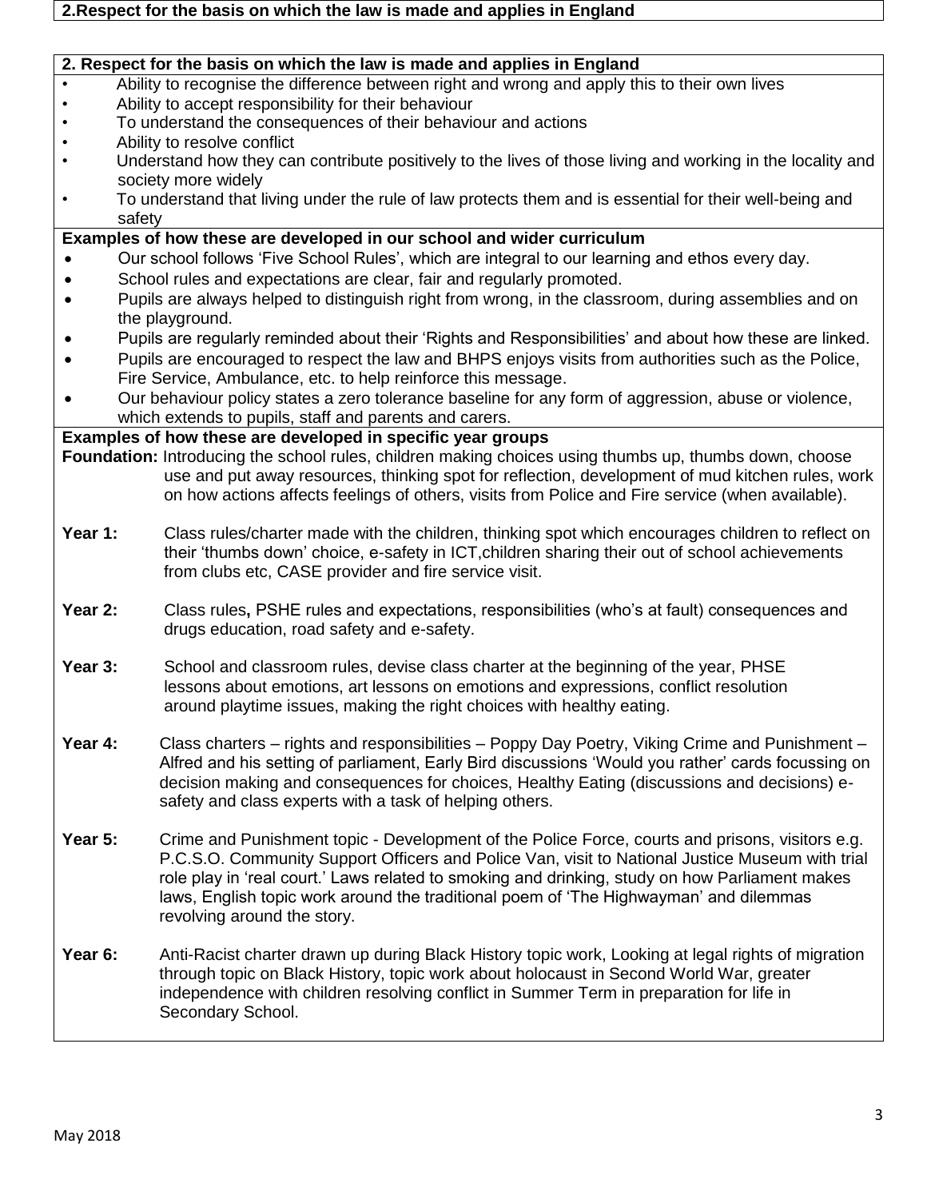**2.Respect for the basis on which the law is made and applies in England**

**2. Respect for the basis on which the law is made and applies in England**

- Ability to recognise the difference between right and wrong and apply this to their own lives
- Ability to accept responsibility for their behaviour
- To understand the consequences of their behaviour and actions
- Ability to resolve conflict
- Understand how they can contribute positively to the lives of those living and working in the locality and society more widely
- To understand that living under the rule of law protects them and is essential for their well-being and safety

**Examples of how these are developed in our school and wider curriculum**

- Our school follows 'Five School Rules', which are integral to our learning and ethos every day.
- School rules and expectations are clear, fair and regularly promoted.
- Pupils are always helped to distinguish right from wrong, in the classroom, during assemblies and on the playground.
- Pupils are regularly reminded about their 'Rights and Responsibilities' and about how these are linked.
- Pupils are encouraged to respect the law and BHPS enjoys visits from authorities such as the Police, Fire Service, Ambulance, etc. to help reinforce this message.
- Our behaviour policy states a zero tolerance baseline for any form of aggression, abuse or violence, which extends to pupils, staff and parents and carers.

**Examples of how these are developed in specific year groups**

**Foundation:** Introducing the school rules, children making choices using thumbs up, thumbs down, choose use and put away resources, thinking spot for reflection, development of mud kitchen rules, work on how actions affects feelings of others, visits from Police and Fire service (when available).

**Year 1:** Class rules/charter made with the children, thinking spot which encourages children to reflect on their 'thumbs down' choice, e-safety in ICT,children sharing their out of school achievements from clubs etc, CASE provider and fire service visit.

**Year 2:** Class rules**,** PSHE rules and expectations, responsibilities (who's at fault) consequences and drugs education, road safety and e-safety.

**Year 3:** School and classroom rules, devise class charter at the beginning of the year, PHSE lessons about emotions, art lessons on emotions and expressions, conflict resolution around playtime issues, making the right choices with healthy eating.

**Year 4:** Class charters – rights and responsibilities – Poppy Day Poetry, Viking Crime and Punishment – Alfred and his setting of parliament, Early Bird discussions 'Would you rather' cards focussing on decision making and consequences for choices, Healthy Eating (discussions and decisions) e-safety and class experts with a task of helping others.

**Year 5:** Crime and Punishment topic - Development of the Police Force, courts and prisons, visitors e.g. P.C.S.O. Community Support Officers and Police Van, visit to National Justice Museum with trial role play in 'real court.' Laws related to smoking and drinking, study on how Parliament makes laws, English topic work around the traditional poem of 'The Highwayman' and dilemmas revolving around the story.

**Year 6:** Anti-Racist charter drawn up during Black History topic work, Looking at legal rights of migration through topic on Black History, topic work about holocaust in Second World War, greater independence with children resolving conflict in Summer Term in preparation for life in Secondary School.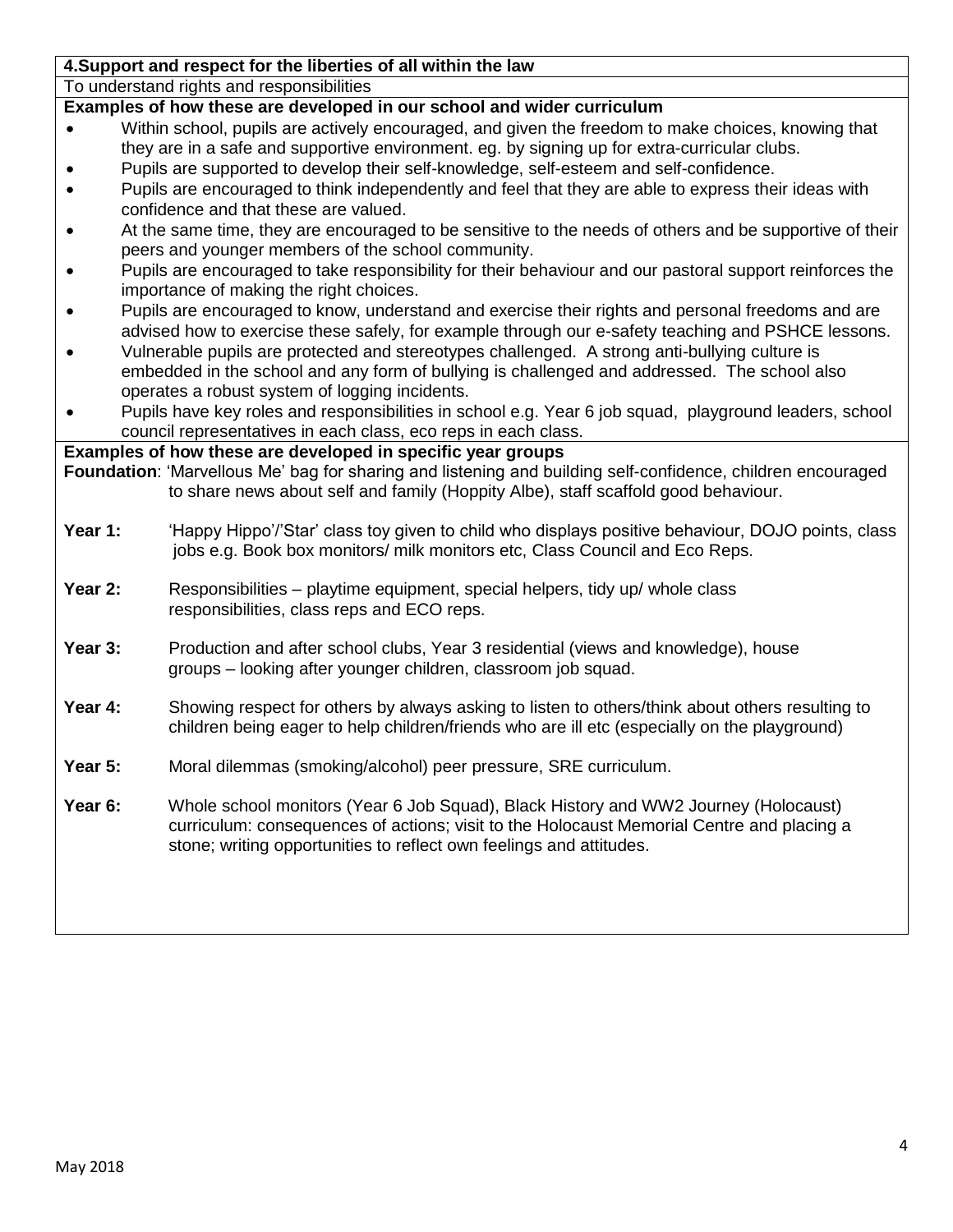**4.Support and respect for the liberties of all within the law**

To understand rights and responsibilities

**Examples of how these are developed in our school and wider curriculum**

- Within school, pupils are actively encouraged, and given the freedom to make choices, knowing that they are in a safe and supportive environment. eg. by signing up for extra-curricular clubs.
- Pupils are supported to develop their self-knowledge, self-esteem and self-confidence.
- Pupils are encouraged to think independently and feel that they are able to express their ideas with confidence and that these are valued.
- At the same time, they are encouraged to be sensitive to the needs of others and be supportive of their peers and younger members of the school community.
- Pupils are encouraged to take responsibility for their behaviour and our pastoral support reinforces the importance of making the right choices.
- Pupils are encouraged to know, understand and exercise their rights and personal freedoms and are advised how to exercise these safely, for example through our e-safety teaching and PSHCE lessons.
- Vulnerable pupils are protected and stereotypes challenged. A strong anti-bullying culture is embedded in the school and any form of bullying is challenged and addressed. The school also operates a robust system of logging incidents.
- Pupils have key roles and responsibilities in school e.g. Year 6 job squad, playground leaders, school council representatives in each class, eco reps in each class.

**Examples of how these are developed in specific year groups**

**Foundation**: 'Marvellous Me' bag for sharing and listening and building self-confidence, children encouraged to share news about self and family (Hoppity Albe), staff scaffold good behaviour.

**Year 1:** 'Happy Hippo'/'Star' class toy given to child who displays positive behaviour, DOJO points, class jobs e.g. Book box monitors/ milk monitors etc, Class Council and Eco Reps.

**Year 2:** Responsibilities – playtime equipment, special helpers, tidy up/ whole class responsibilities, class reps and ECO reps.

**Year 3:** Production and after school clubs, Year 3 residential (views and knowledge), house groups – looking after younger children, classroom job squad.

**Year 4:** Showing respect for others by always asking to listen to others/think about others resulting to children being eager to help children/friends who are ill etc (especially on the playground)

**Year 5:** Moral dilemmas (smoking/alcohol) peer pressure, SRE curriculum.

**Year 6:** Whole school monitors (Year 6 Job Squad), Black History and WW2 Journey (Holocaust) curriculum: consequences of actions; visit to the Holocaust Memorial Centre and placing a stone; writing opportunities to reflect own feelings and attitudes.

May 2018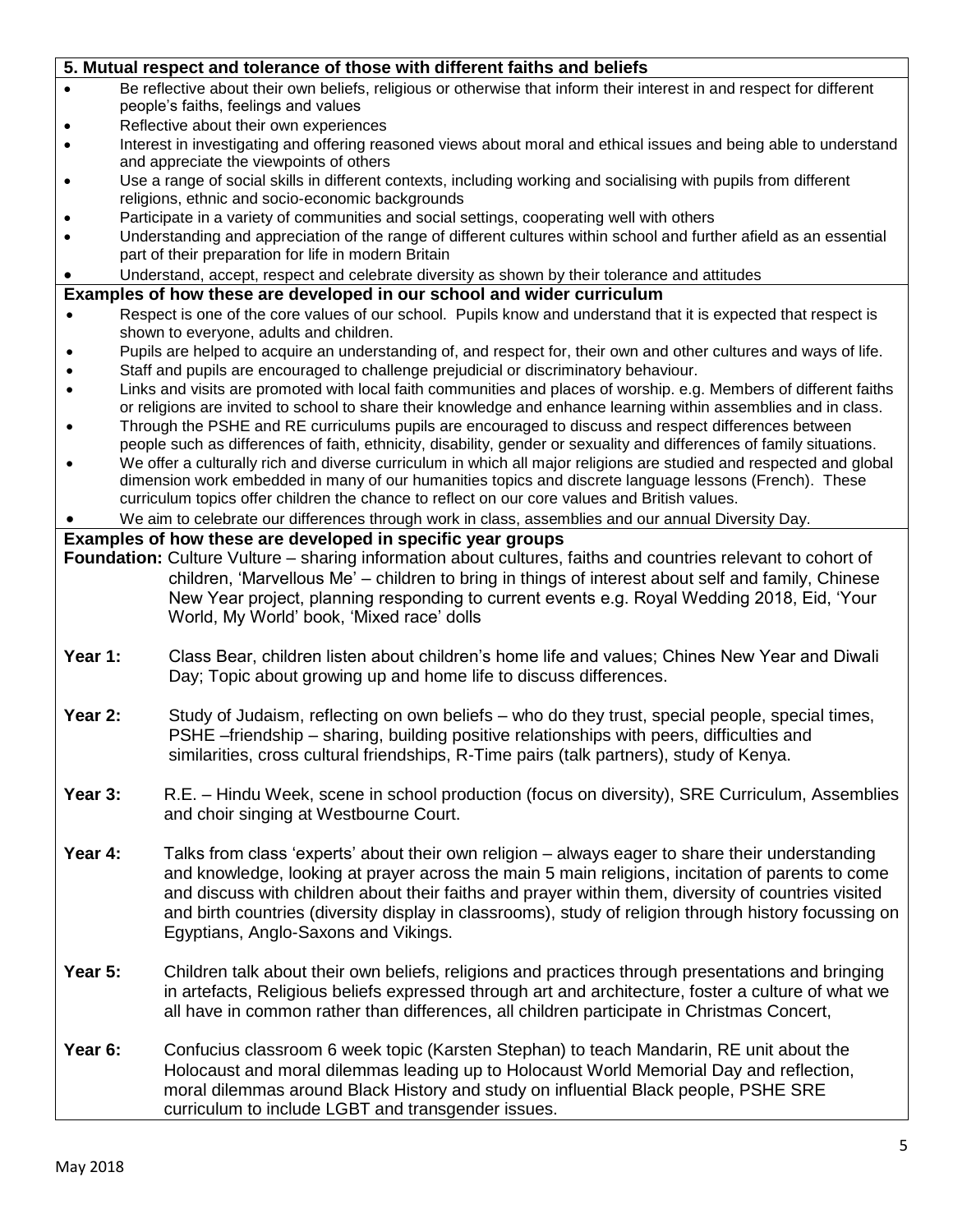## 5. Mutual respect and tolerance of those with different faiths and beliefs

- Be reflective about their own beliefs, religious or otherwise that inform their interest in and respect for different people's faiths, feelings and values
- Reflective about their own experiences
- Interest in investigating and offering reasoned views about moral and ethical issues and being able to understand and appreciate the viewpoints of others
- Use a range of social skills in different contexts, including working and socialising with pupils from different religions, ethnic and socio-economic backgrounds
- Participate in a variety of communities and social settings, cooperating well with others
- Understanding and appreciation of the range of different cultures within school and further afield as an essential part of their preparation for life in modern Britain
- Understand, accept, respect and celebrate diversity as shown by their tolerance and attitudes

### Examples of how these are developed in our school and wider curriculum

- Respect is one of the core values of our school. Pupils know and understand that it is expected that respect is shown to everyone, adults and children.
- Pupils are helped to acquire an understanding of, and respect for, their own and other cultures and ways of life.
- Staff and pupils are encouraged to challenge prejudicial or discriminatory behaviour.
- Links and visits are promoted with local faith communities and places of worship. e.g. Members of different faiths or religions are invited to school to share their knowledge and enhance learning within assemblies and in class.
- Through the PSHE and RE curriculums pupils are encouraged to discuss and respect differences between people such as differences of faith, ethnicity, disability, gender or sexuality and differences of family situations.
- We offer a culturally rich and diverse curriculum in which all major religions are studied and respected and global dimension work embedded in many of our humanities topics and discrete language lessons (French). These curriculum topics offer children the chance to reflect on our core values and British values.
- We aim to celebrate our differences through work in class, assemblies and our annual Diversity Day.

### Examples of how these are developed in specific year groups

**Foundation:** Culture Vulture – sharing information about cultures, faiths and countries relevant to cohort of children, 'Marvellous Me' – children to bring in things of interest about self and family, Chinese New Year project, planning responding to current events e.g. Royal Wedding 2018, Eid, 'Your World, My World' book, 'Mixed race' dolls

**Year 1:** Class Bear, children listen about children's home life and values; Chines New Year and Diwali Day; Topic about growing up and home life to discuss differences.

**Year 2:** Study of Judaism, reflecting on own beliefs – who do they trust, special people, special times, PSHE –friendship – sharing, building positive relationships with peers, difficulties and similarities, cross cultural friendships, R-Time pairs (talk partners), study of Kenya.

**Year 3:** R.E. – Hindu Week, scene in school production (focus on diversity), SRE Curriculum, Assemblies and choir singing at Westbourne Court.

**Year 4:** Talks from class 'experts' about their own religion – always eager to share their understanding and knowledge, looking at prayer across the main 5 main religions, incitation of parents to come and discuss with children about their faiths and prayer within them, diversity of countries visited and birth countries (diversity display in classrooms), study of religion through history focussing on Egyptians, Anglo-Saxons and Vikings.

**Year 5:** Children talk about their own beliefs, religions and practices through presentations and bringing in artefacts, Religious beliefs expressed through art and architecture, foster a culture of what we all have in common rather than differences, all children participate in Christmas Concert,

**Year 6:** Confucius classroom 6 week topic (Karsten Stephan) to teach Mandarin, RE unit about the Holocaust and moral dilemmas leading up to Holocaust World Memorial Day and reflection, moral dilemmas around Black History and study on influential Black people, PSHE SRE curriculum to include LGBT and transgender issues.

May 2018